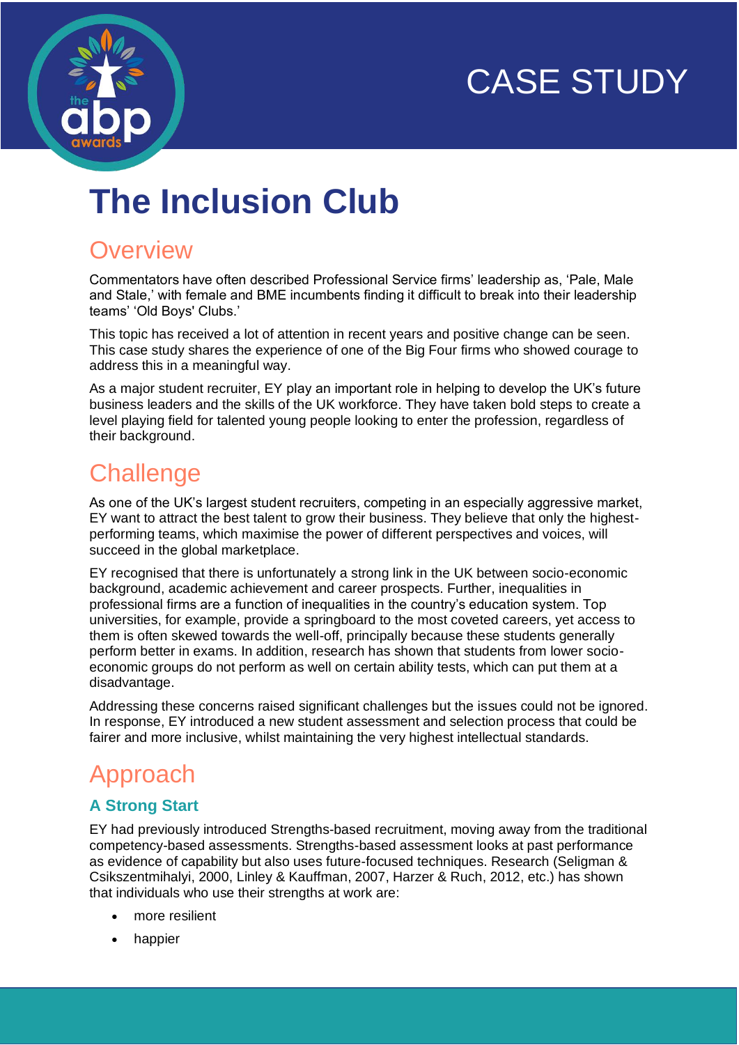CASE STUDY

# The Inclusion Club

## Overview

Commentators have often described Professional Service firms' leadership as, 'Pale, Male and Stale,' with female and BME incumbents finding it difficult to break into their leadership teams' 'Old Boys' Clubs.'

This topic has received a lot of attention in recent years and positive change can be seen. This case study shares the experience of one of the Big Four firms who showed courage to address this in a meaningful way.

As a major student recruiter, EY play an important role in helping to develop the UK's future business leaders and the skills of the UK workforce. They have taken bold steps to create a level playing field for talented young people looking to enter the profession, regardless of their background.

## Challenge

As one of the UK's largest student recruiters, competing in an especially aggressive market, EY want to attract the best talent to grow their business. They believe that only the highest-performing teams, which maximise the power of different perspectives and voices, will succeed in the global marketplace.

EY recognised that there is unfortunately a strong link in the UK between socio-economic background, academic achievement and career prospects. Further, inequalities in professional firms are a function of inequalities in the country's education system. Top universities, for example, provide a springboard to the most coveted careers, yet access to them is often skewed towards the well-off, principally because these students generally perform better in exams. In addition, research has shown that students from lower socio-economic groups do not perform as well on certain ability tests, which can put them at a disadvantage.

Addressing these concerns raised significant challenges but the issues could not be ignored. In response, EY introduced a new student assessment and selection process that could be fairer and more inclusive, whilst maintaining the very highest intellectual standards.

## Approach

### A Strong Start

EY had previously introduced Strengths-based recruitment, moving away from the traditional competency-based assessments. Strengths-based assessment looks at past performance as evidence of capability but also uses future-focused techniques. Research (Seligman & Csikszentmihalyi, 2000, Linley & Kauffman, 2007, Harzer & Ruch, 2012, etc.) has shown that individuals who use their strengths at work are:

- more resilient
- happier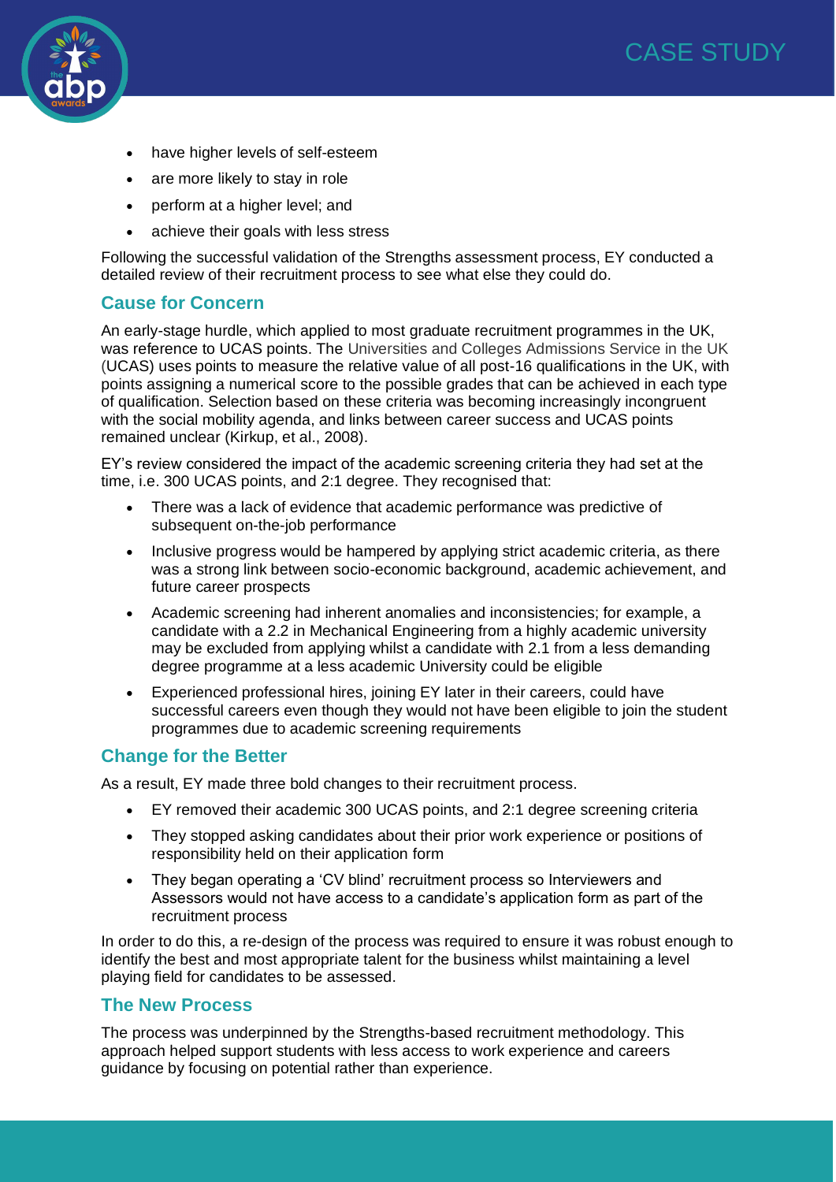- have higher levels of self-esteem
- are more likely to stay in role
- perform at a higher level; and
- achieve their goals with less stress

Following the successful validation of the Strengths assessment process, EY conducted a detailed review of their recruitment process to see what else they could do.

## Cause for Concern

An early-stage hurdle, which applied to most graduate recruitment programmes in the UK, was reference to UCAS points. The Universities and Colleges Admissions Service in the UK (UCAS) uses points to measure the relative value of all post-16 qualifications in the UK, with points assigning a numerical score to the possible grades that can be achieved in each type of qualification. Selection based on these criteria was becoming increasingly incongruent with the social mobility agenda, and links between career success and UCAS points remained unclear (Kirkup, et al., 2008).

EY's review considered the impact of the academic screening criteria they had set at the time, i.e. 300 UCAS points, and 2:1 degree. They recognised that:

- There was a lack of evidence that academic performance was predictive of subsequent on-the-job performance
- Inclusive progress would be hampered by applying strict academic criteria, as there was a strong link between socio-economic background, academic achievement, and future career prospects
- Academic screening had inherent anomalies and inconsistencies; for example, a candidate with a 2.2 in Mechanical Engineering from a highly academic university may be excluded from applying whilst a candidate with 2.1 from a less demanding degree programme at a less academic University could be eligible
- Experienced professional hires, joining EY later in their careers, could have successful careers even though they would not have been eligible to join the student programmes due to academic screening requirements

## Change for the Better

As a result, EY made three bold changes to their recruitment process.

- EY removed their academic 300 UCAS points, and 2:1 degree screening criteria
- They stopped asking candidates about their prior work experience or positions of responsibility held on their application form
- They began operating a 'CV blind' recruitment process so Interviewers and Assessors would not have access to a candidate's application form as part of the recruitment process

In order to do this, a re-design of the process was required to ensure it was robust enough to identify the best and most appropriate talent for the business whilst maintaining a level playing field for candidates to be assessed.

## The New Process

The process was underpinned by the Strengths-based recruitment methodology. This approach helped support students with less access to work experience and careers guidance by focusing on potential rather than experience.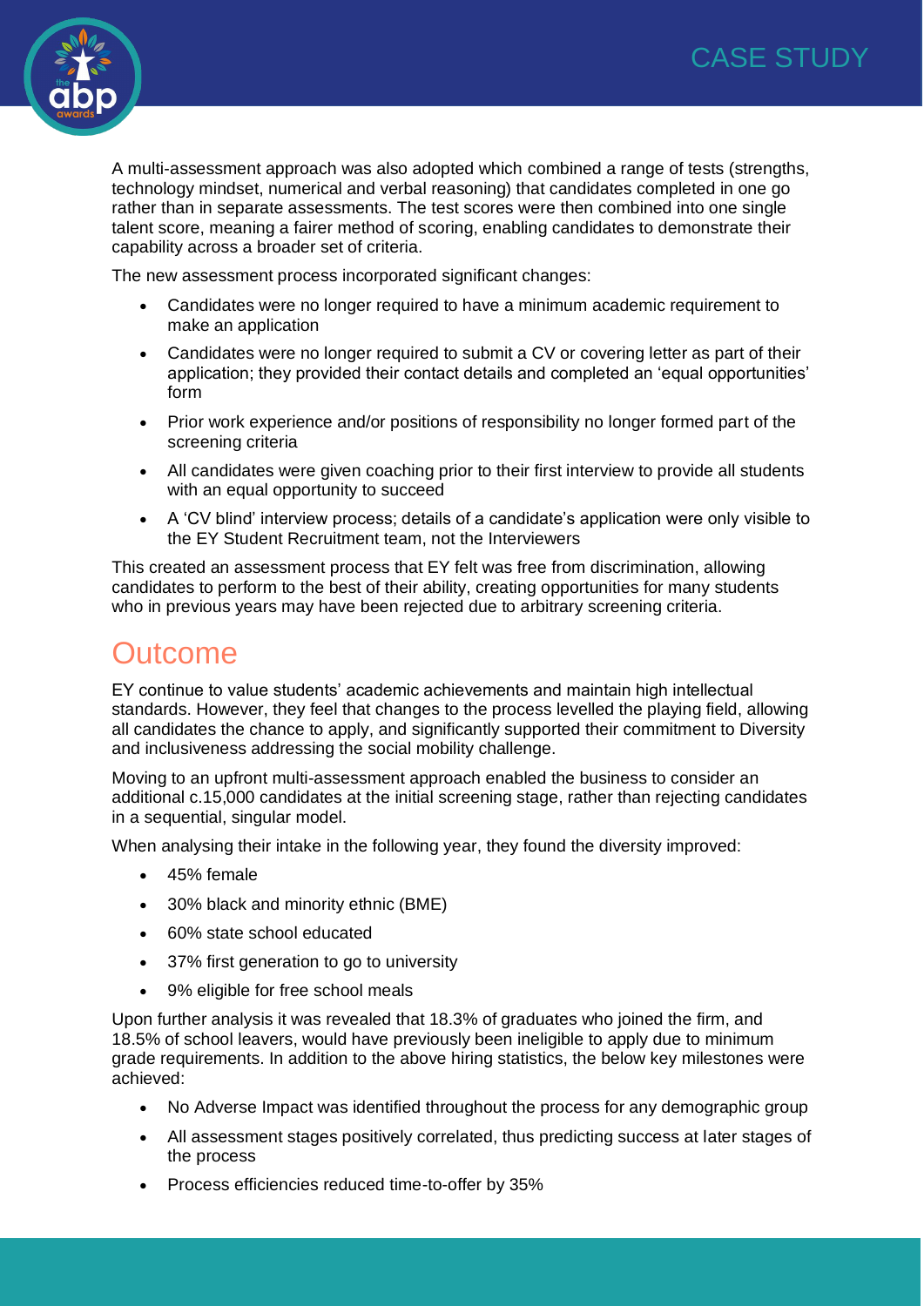A multi-assessment approach was also adopted which combined a range of tests (strengths, technology mindset, numerical and verbal reasoning) that candidates completed in one go rather than in separate assessments. The test scores were then combined into one single talent score, meaning a fairer method of scoring, enabling candidates to demonstrate their capability across a broader set of criteria.

The new assessment process incorporated significant changes:

- Candidates were no longer required to have a minimum academic requirement to make an application
- Candidates were no longer required to submit a CV or covering letter as part of their application; they provided their contact details and completed an 'equal opportunities' form
- Prior work experience and/or positions of responsibility no longer formed part of the screening criteria
- All candidates were given coaching prior to their first interview to provide all students with an equal opportunity to succeed
- A 'CV blind' interview process; details of a candidate's application were only visible to the EY Student Recruitment team, not the Interviewers

This created an assessment process that EY felt was free from discrimination, allowing candidates to perform to the best of their ability, creating opportunities for many students who in previous years may have been rejected due to arbitrary screening criteria.

## Outcome

EY continue to value students' academic achievements and maintain high intellectual standards. However, they feel that changes to the process levelled the playing field, allowing all candidates the chance to apply, and significantly supported their commitment to Diversity and inclusiveness addressing the social mobility challenge.

Moving to an upfront multi-assessment approach enabled the business to consider an additional c.15,000 candidates at the initial screening stage, rather than rejecting candidates in a sequential, singular model.

When analysing their intake in the following year, they found the diversity improved:

- 45% female
- 30% black and minority ethnic (BME)
- 60% state school educated
- 37% first generation to go to university
- 9% eligible for free school meals

Upon further analysis it was revealed that 18.3% of graduates who joined the firm, and 18.5% of school leavers, would have previously been ineligible to apply due to minimum grade requirements. In addition to the above hiring statistics, the below key milestones were achieved:

- No Adverse Impact was identified throughout the process for any demographic group
- All assessment stages positively correlated, thus predicting success at later stages of the process
- Process efficiencies reduced time-to-offer by 35%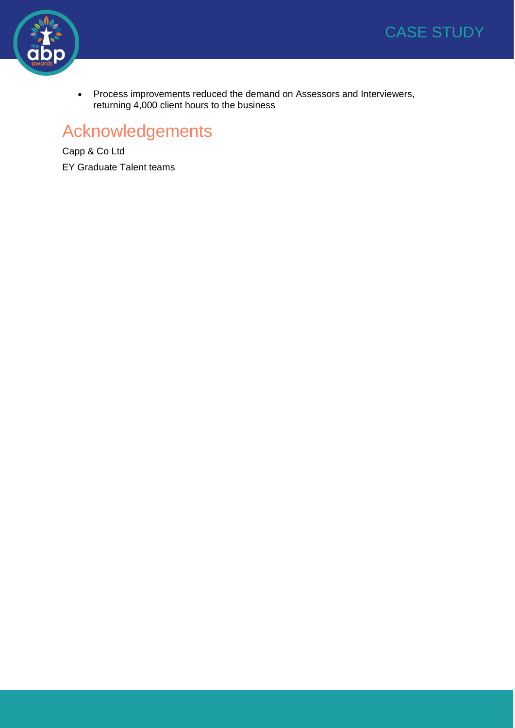- Process improvements reduced the demand on Assessors and Interviewers, returning 4,000 client hours to the business

## Acknowledgements

Capp & Co Ltd

EY Graduate Talent teams